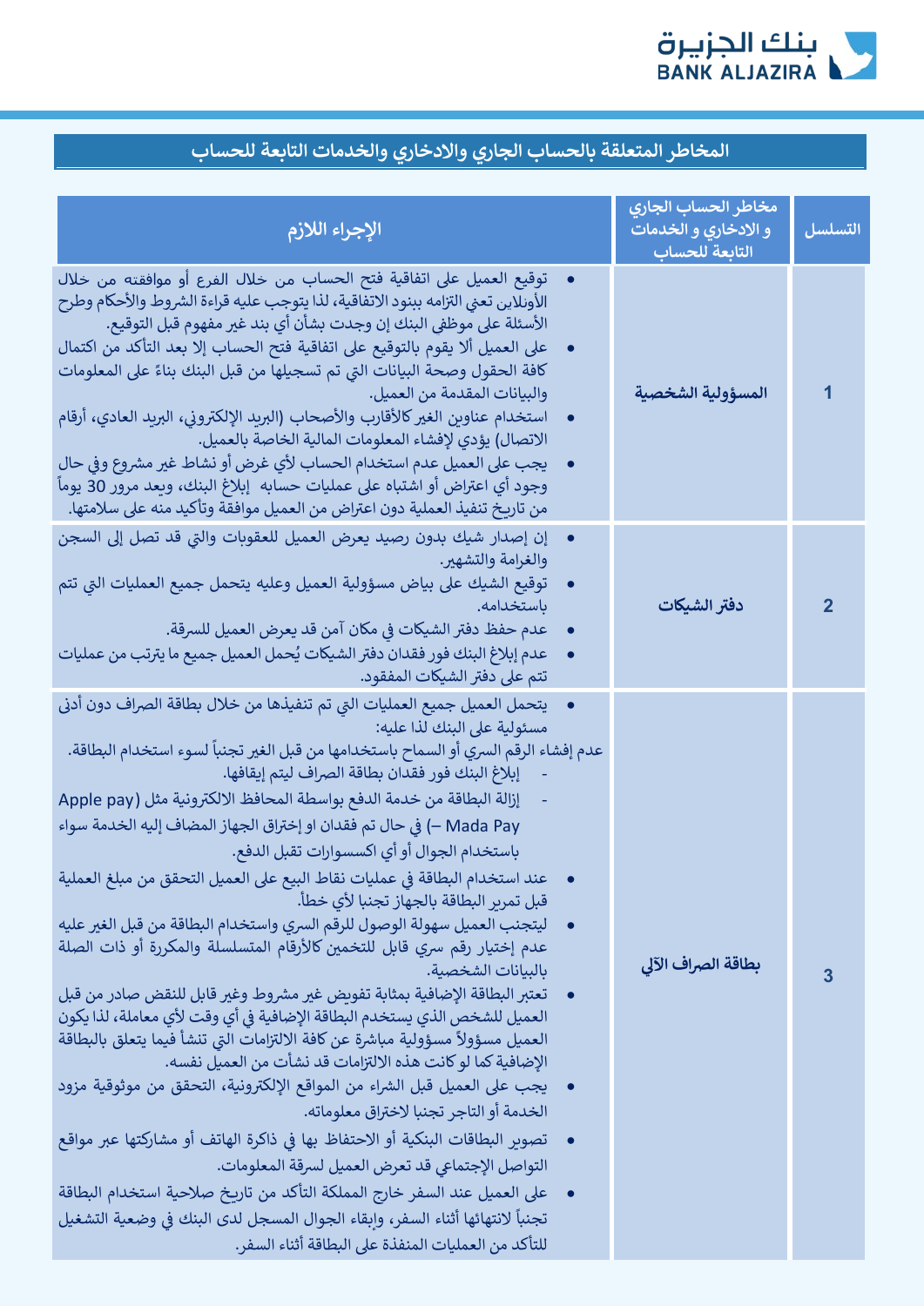## المخاطر المتعلقة بالحساب الجاري والادخاري والخدمات التابعة للحساب

| التسلسل | مخاطر الحساب الجاري و الادخاري و الخدمات التابعة للحساب | الإجراء اللازم |
|---|---|---|
| 1 | **المسؤولية الشخصية** | • توقيع العميل على اتفاقية فتح الحساب من خلال الفرع أو موافقته من خلال الأونلاين تعني التزامه ببنود الاتفاقية، لذا يتوجب عليه قراءة الشروط والأحكام وطرح الأسئلة على موظفي البنك إن وجدت بشأن أي بند غير مفهوم قبل التوقيع.<br>• على العميل ألا يقوم بالتوقيع على اتفاقية فتح الحساب إلا بعد التأكد من اكتمال كافة الحقول وصحة البيانات التي تم تسجيلها من قبل البنك بناءً على المعلومات والبيانات المقدمة من العميل.<br>• استخدام عناوين الغير كالأقارب والأصحاب (البريد الإلكتروني، البريد العادي، أرقام الاتصال) يؤدي لإفشاء المعلومات المالية الخاصة بالعميل.<br>• يجب على العميل عدم استخدام الحساب لأي غرض أو نشاط غير مشروع وفي حال وجود أي اعتراض أو اشتباه على عمليات حسابه إبلاغ البنك، وبعد مرور 30 يوماً من تاريخ تنفيذ العملية دون اعتراض من العميل موافقة وتأكيد منه على سلامتها. |
| 2 | **دفتر الشيكات** | • إن إصدار شيك بدون رصيد يعرض العميل للعقوبات والتي قد تصل إلى السجن والغرامة والتشهير.<br>• توقيع الشيك على بياض مسؤولية العميل وعليه يتحمل جميع العمليات التي تتم باستخدامه.<br>• عدم حفظ دفتر الشيكات في مكان آمن قد يعرض العميل للسرقة.<br>• عدم إبلاغ البنك فور فقدان دفتر الشيكات يُحمل العميل جميع ما يترتب من عمليات تتم على دفتر الشيكات المفقود. |
| 3 | **بطاقة الصراف الآلي** | • يتحمل العميل جميع العمليات التي تم تنفيذها من خلال بطاقة الصراف دون أدنى مسئولية على البنك لذا عليه:<br>عدم إفشاء الرقم السري أو السماح باستخدامها من قبل الغير تجنباً لسوء استخدام البطاقة.<br>- إبلاغ البنك فور فقدان بطاقة الصراف ليتم إيقافها.<br>- إزالة البطاقة من خدمة الدفع بواسطة المحافظ الالكترونية مثل (Apple pay – Mada Pay) في حال تم فقدان او إختراق الجهاز المضاف إليه الخدمة سواء باستخدام الجوال أو أي اكسسوارات تقبل الدفع.<br>• عند استخدام البطاقة في عمليات نقاط البيع على العميل التحقق من مبلغ العملية قبل تمرير البطاقة بالجهاز تجنبا لأي خطأ.<br>• ليتجنب العميل سهولة الوصول للرقم السري واستخدام البطاقة من قبل الغير عليه عدم إختيار رقم سري قابل للتخمين كالأرقام المتسلسلة والمكررة أو ذات الصلة بالبيانات الشخصية.<br>• تعتبر البطاقة الإضافية بمثابة تفويض غير مشروط وغير قابل للنقض صادر من قبل العميل للشخص الذي يستخدم البطاقة الإضافية في أي وقت لأي معاملة، لذا يكون العميل مسؤولاً مسؤولية مباشرة عن كافة الالتزامات التي تنشأ فيما يتعلق بالبطاقة الإضافية كما لو كانت هذه الالتزامات قد نشأت من العميل نفسه.<br>• يجب على العميل قبل الشراء من المواقع الإلكترونية، التحقق من موثوقية مزود الخدمة أو التاجر تجنبا لاختراق معلوماته.<br>• تصوير البطاقات البنكية أو الاحتفاظ بها في ذاكرة الهاتف أو مشاركتها عبر مواقع التواصل الإجتماعي قد تعرض العميل لسرقة المعلومات.<br>• على العميل عند السفر خارج المملكة التأكد من تاريخ صلاحية استخدام البطاقة تجنباً لانتهائها أثناء السفر، وإبقاء الجوال المسجل لدى البنك في وضعية التشغيل للتأكد من العمليات المنفذة على البطاقة أثناء السفر. |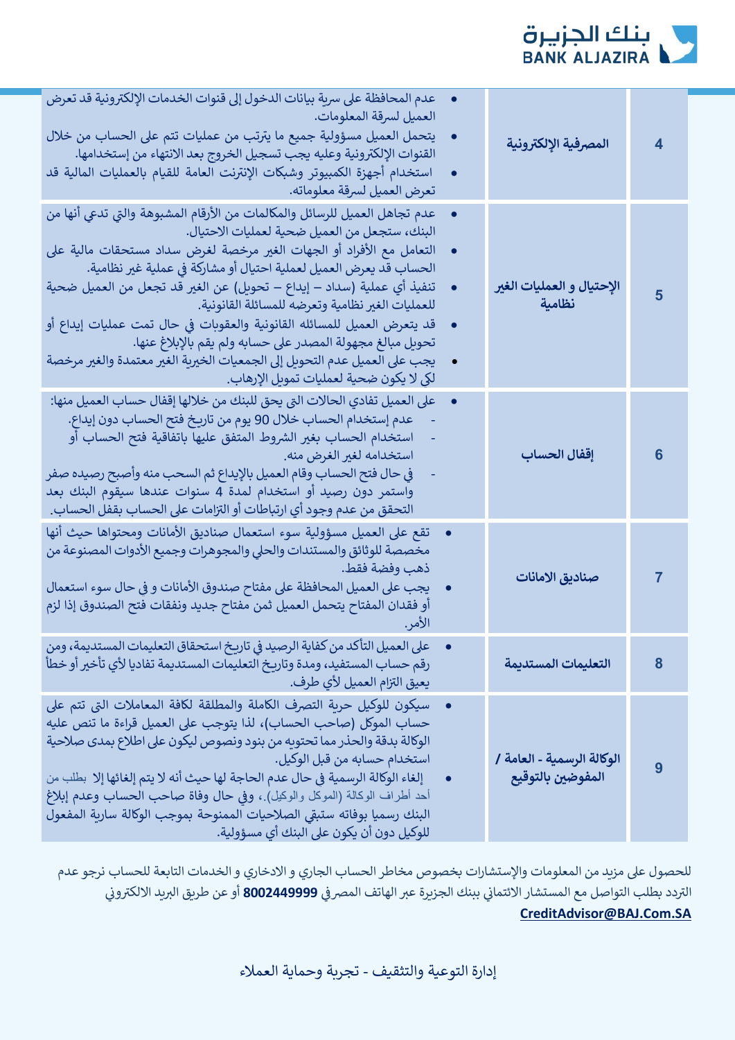| 4 | المصرفية الإلكترونية | • عدم المحافظة على سرية بيانات الدخول إلى قنوات الخدمات الإلكترونية قد تعرض العميل لسرقة المعلومات.<br>• يتحمل العميل مسؤولية جميع ما يترتب من عمليات تتم على الحساب من خلال القنوات الإلكترونية وعليه يجب تسجيل الخروج بعد الانتهاء من إستخدامها.<br>• استخدام أجهزة الكمبيوتر وشبكات الإنترنت العامة للقيام بالعمليات المالية قد تعرض العميل لسرقة معلوماته. |
|---|---|---|
| 5 | الإحتيال و العمليات الغير نظامية | • عدم تجاهل العميل للرسائل والمكالمات من الأرقام المشبوهة والتي تدعي أنها من البنك، ستجعل من العميل ضحية لعمليات الاحتيال.<br>• التعامل مع الأفراد أو الجهات الغير مرخصة لغرض سداد مستحقات مالية على الحساب قد يعرض العميل لعملية احتيال أو مشاركة في عملية غير نظامية.<br>• تنفيذ أي عملية (سداد – إيداع – تحويل) عن الغير قد تجعل من العميل ضحية للعمليات الغير نظامية وتعرضه للمسائلة القانونية.<br>• قد يتعرض العميل للمسائله القانونية والعقوبات في حال تمت عمليات إيداع أو تحويل مبالغ مجهولة المصدر على حسابه ولم يقم بالإبلاغ عنها.<br>• يجب على العميل عدم التحويل إلى الجمعيات الخيرية الغير معتمدة والغير مرخصة لكي لا يكون ضحية لعمليات تمويل الإرهاب. |
| 6 | إقفال الحساب | • على العميل تفادي الحالات التي يحق للبنك من خلالها إقفال حساب العميل منها:<br>- عدم إستخدام الحساب خلال 90 يوم من تاريخ فتح الحساب دون إيداع.<br>- استخدام الحساب بغير الشروط المتفق عليها باتفاقية فتح الحساب أو استخدامه لغير الغرض منه.<br>- في حال فتح الحساب وقام العميل بالإيداع ثم السحب منه وأصبح رصيده صفر واستمر دون رصيد أو استخدام لمدة 4 سنوات عندها سيقوم البنك بعد التحقق من عدم وجود أي ارتباطات أو التزامات على الحساب بقفل الحساب. |
| 7 | صناديق الامانات | • تقع على العميل مسؤولية سوء استعمال صناديق الأمانات ومحتواها حيث أنها مخصصة للوثائق والمستندات والحلي والمجوهرات وجميع الأدوات المصنوعة من ذهب وفضة فقط.<br>• يجب على العميل المحافظة على مفتاح صندوق الأمانات و في حال سوء استعمال أو فقدان المفتاح يتحمل العميل ثمن مفتاح جديد ونفقات فتح الصندوق إذا لزم الأمر. |
| 8 | التعليمات المستديمة | • على العميل التأكد من كفاية الرصيد في تاريخ استحقاق التعليمات المستديمة، ومن رقم حساب المستفيد، ومدة وتاريخ التعليمات المستديمة تفاديا لأي تأخير أو خطأ يعيق التزام العميل لأي طرف. |
| 9 | الوكالة الرسمية - العامة / المفوضين بالتوقيع | • سيكون للوكيل حرية التصرف الكاملة والمطلقة لكافة المعاملات التي تتم على حساب الموكل (صاحب الحساب)، لذا يتوجب على العميل قراءة ما تنص عليه الوكالة بدقة والحذر مما تحتويه من بنود ونصوص ليكون على اطلاع بمدى صلاحية استخدام حسابه من قبل الوكيل.<br>• إلغاء الوكالة الرسمية في حال عدم الحاجة لها حيث أنه لا يتم إلغائها إلا بطلب من أحد أطراف الوكالة (الموكل والوكيل).، وفي حال وفاة صاحب الحساب وعدم إبلاغ البنك رسميا بوفاته ستبقى الصلاحيات الممنوحة بموجب الوكالة سارية المفعول للوكيل دون أن يكون على البنك أي مسؤولية. |

للحصول على مزيد من المعلومات والإستشارات بخصوص مخاطر الحساب الجاري و الادخاري و الخدمات التابعة للحساب نرجو عدم التردد بطلب التواصل مع المستشار الائتماني ببنك الجزيرة عبر الهاتف المصرفي **8002449999** أو عن طريق البريد الالكتروني **CreditAdvisor@BAJ.Com.SA**

إدارة التوعية والتثقيف - تجربة وحماية العملاء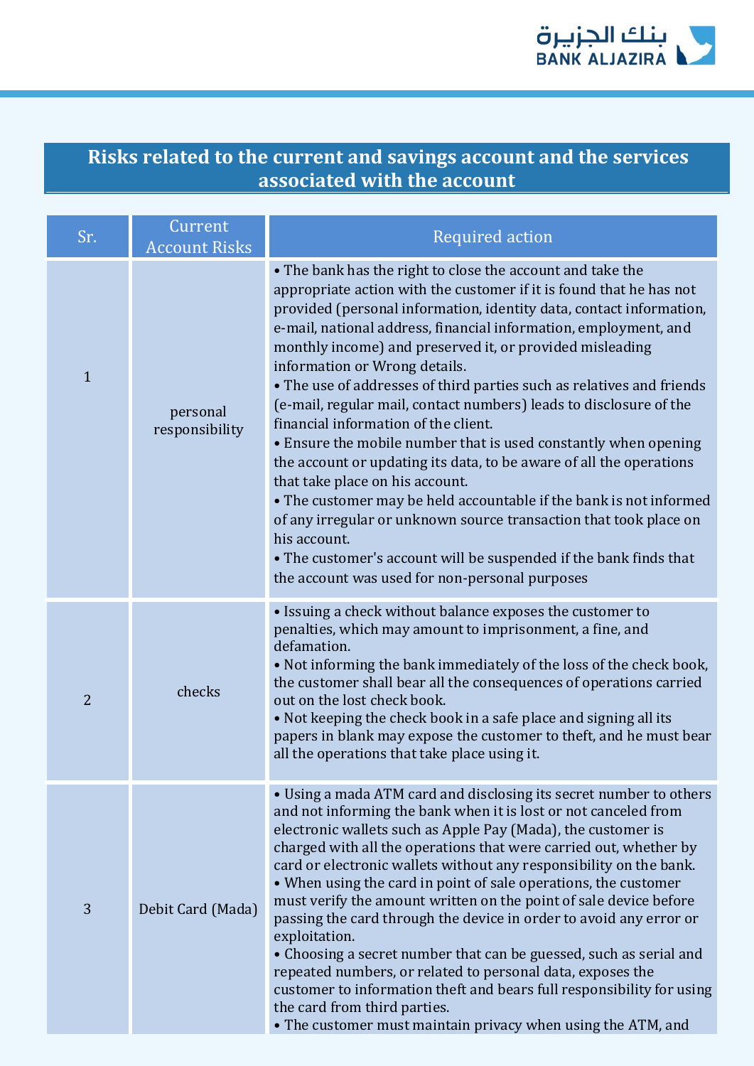## Risks related to the current and savings account and the services associated with the account

| Sr. | Current Account Risks | Required action |
|---|---|---|
| 1 | personal responsibility | • The bank has the right to close the account and take the appropriate action with the customer if it is found that he has not provided (personal information, identity data, contact information, e-mail, national address, financial information, employment, and monthly income) and preserved it, or provided misleading information or Wrong details.<br>• The use of addresses of third parties such as relatives and friends (e-mail, regular mail, contact numbers) leads to disclosure of the financial information of the client.<br>• Ensure the mobile number that is used constantly when opening the account or updating its data, to be aware of all the operations that take place on his account.<br>• The customer may be held accountable if the bank is not informed of any irregular or unknown source transaction that took place on his account.<br>• The customer's account will be suspended if the bank finds that the account was used for non-personal purposes |
| 2 | checks | • Issuing a check without balance exposes the customer to penalties, which may amount to imprisonment, a fine, and defamation.<br>• Not informing the bank immediately of the loss of the check book, the customer shall bear all the consequences of operations carried out on the lost check book.<br>• Not keeping the check book in a safe place and signing all its papers in blank may expose the customer to theft, and he must bear all the operations that take place using it. |
| 3 | Debit Card (Mada) | • Using a mada ATM card and disclosing its secret number to others and not informing the bank when it is lost or not canceled from electronic wallets such as Apple Pay (Mada), the customer is charged with all the operations that were carried out, whether by card or electronic wallets without any responsibility on the bank.<br>• When using the card in point of sale operations, the customer must verify the amount written on the point of sale device before passing the card through the device in order to avoid any error or exploitation.<br>• Choosing a secret number that can be guessed, such as serial and repeated numbers, or related to personal data, exposes the customer to information theft and bears full responsibility for using the card from third parties.<br>• The customer must maintain privacy when using the ATM, and |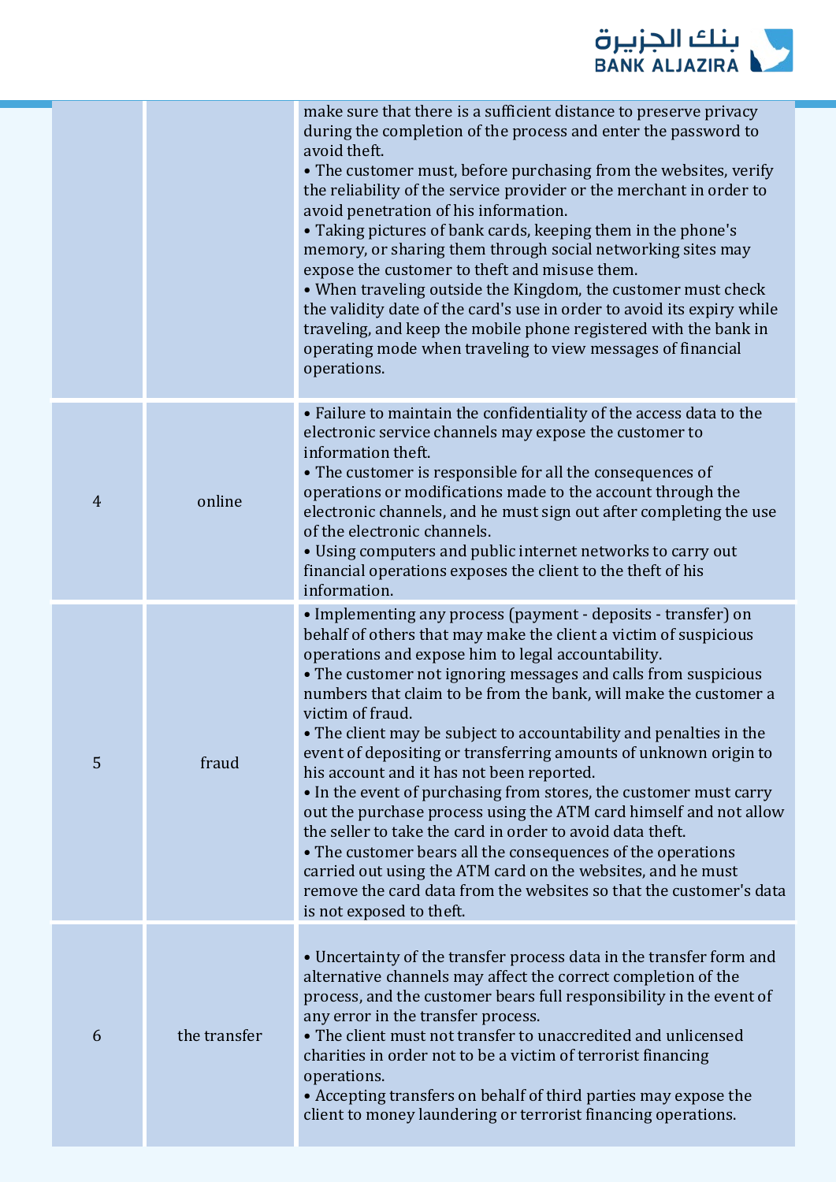| | | |
|---|---|---|
| | | make sure that there is a sufficient distance to preserve privacy during the completion of the process and enter the password to avoid theft. • The customer must, before purchasing from the websites, verify the reliability of the service provider or the merchant in order to avoid penetration of his information. • Taking pictures of bank cards, keeping them in the phone's memory, or sharing them through social networking sites may expose the customer to theft and misuse them. • When traveling outside the Kingdom, the customer must check the validity date of the card's use in order to avoid its expiry while traveling, and keep the mobile phone registered with the bank in operating mode when traveling to view messages of financial operations. |
| 4 | online | • Failure to maintain the confidentiality of the access data to the electronic service channels may expose the customer to information theft. • The customer is responsible for all the consequences of operations or modifications made to the account through the electronic channels, and he must sign out after completing the use of the electronic channels. • Using computers and public internet networks to carry out financial operations exposes the client to the theft of his information. |
| 5 | fraud | • Implementing any process (payment - deposits - transfer) on behalf of others that may make the client a victim of suspicious operations and expose him to legal accountability. • The customer not ignoring messages and calls from suspicious numbers that claim to be from the bank, will make the customer a victim of fraud. • The client may be subject to accountability and penalties in the event of depositing or transferring amounts of unknown origin to his account and it has not been reported. • In the event of purchasing from stores, the customer must carry out the purchase process using the ATM card himself and not allow the seller to take the card in order to avoid data theft. • The customer bears all the consequences of the operations carried out using the ATM card on the websites, and he must remove the card data from the websites so that the customer's data is not exposed to theft. |
| 6 | the transfer | • Uncertainty of the transfer process data in the transfer form and alternative channels may affect the correct completion of the process, and the customer bears full responsibility in the event of any error in the transfer process. • The client must not transfer to unaccredited and unlicensed charities in order not to be a victim of terrorist financing operations. • Accepting transfers on behalf of third parties may expose the client to money laundering or terrorist financing operations. |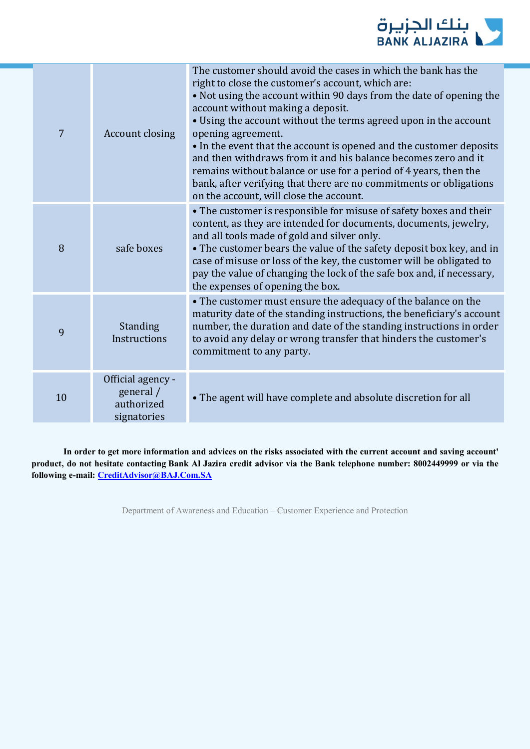| | | |
|---|---|---|
| 7 | Account closing | The customer should avoid the cases in which the bank has the right to close the customer's account, which are:<br>• Not using the account within 90 days from the date of opening the account without making a deposit.<br>• Using the account without the terms agreed upon in the account opening agreement.<br>• In the event that the account is opened and the customer deposits and then withdraws from it and his balance becomes zero and it remains without balance or use for a period of 4 years, then the bank, after verifying that there are no commitments or obligations on the account, will close the account. |
| 8 | safe boxes | • The customer is responsible for misuse of safety boxes and their content, as they are intended for documents, documents, jewelry, and all tools made of gold and silver only.<br>• The customer bears the value of the safety deposit box key, and in case of misuse or loss of the key, the customer will be obligated to pay the value of changing the lock of the safe box and, if necessary, the expenses of opening the box. |
| 9 | Standing Instructions | • The customer must ensure the adequacy of the balance on the maturity date of the standing instructions, the beneficiary's account number, the duration and date of the standing instructions in order to avoid any delay or wrong transfer that hinders the customer's commitment to any party. |
| 10 | Official agency - general / authorized signatories | • The agent will have complete and absolute discretion for all |

**In order to get more information and advices on the risks associated with the current account and saving account' product, do not hesitate contacting Bank Al Jazira credit advisor via the Bank telephone number: 8002449999 or via the following e-mail: [CreditAdvisor@BAJ.Com.SA](mailto:CreditAdvisor@BAJ.Com.SA)**

Department of Awareness and Education – Customer Experience and Protection